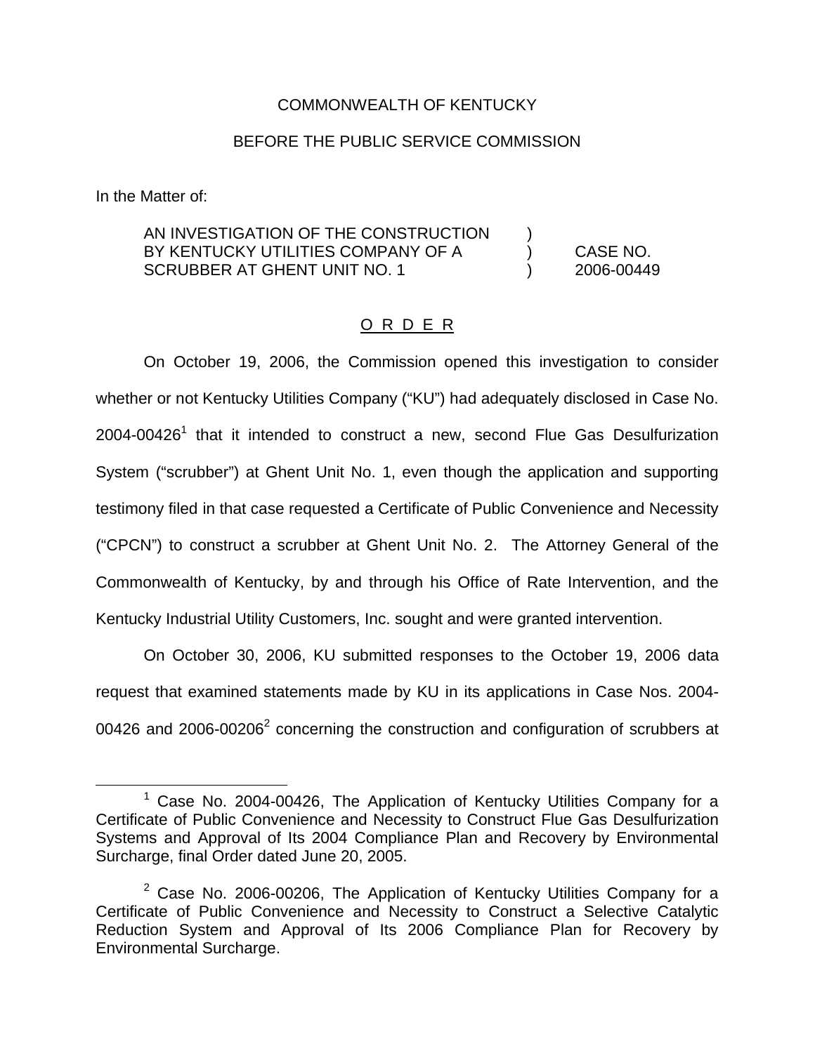COMMONWEALTH OF KENTUCKY

BEFORE THE PUBLIC SERVICE COMMISSION

In the Matter of:

AN INVESTIGATION OF THE CONSTRUCTION BY KENTUCKY UTILITIES COMPANY OF A SCRUBBER AT GHENT UNIT NO. 1 ) CASE NO. 2006-00449

O R D E R

On October 19, 2006, the Commission opened this investigation to consider whether or not Kentucky Utilities Company ("KU") had adequately disclosed in Case No. 2004-00426[1] that it intended to construct a new, second Flue Gas Desulfurization System ("scrubber") at Ghent Unit No. 1, even though the application and supporting testimony filed in that case requested a Certificate of Public Convenience and Necessity ("CPCN") to construct a scrubber at Ghent Unit No. 2. The Attorney General of the Commonwealth of Kentucky, by and through his Office of Rate Intervention, and the Kentucky Industrial Utility Customers, Inc. sought and were granted intervention.

On October 30, 2006, KU submitted responses to the October 19, 2006 data request that examined statements made by KU in its applications in Case Nos. 2004-00426 and 2006-00206[2] concerning the construction and configuration of scrubbers at

[1] Case No. 2004-00426, The Application of Kentucky Utilities Company for a Certificate of Public Convenience and Necessity to Construct Flue Gas Desulfurization Systems and Approval of Its 2004 Compliance Plan and Recovery by Environmental Surcharge, final Order dated June 20, 2005.

[2] Case No. 2006-00206, The Application of Kentucky Utilities Company for a Certificate of Public Convenience and Necessity to Construct a Selective Catalytic Reduction System and Approval of Its 2006 Compliance Plan for Recovery by Environmental Surcharge.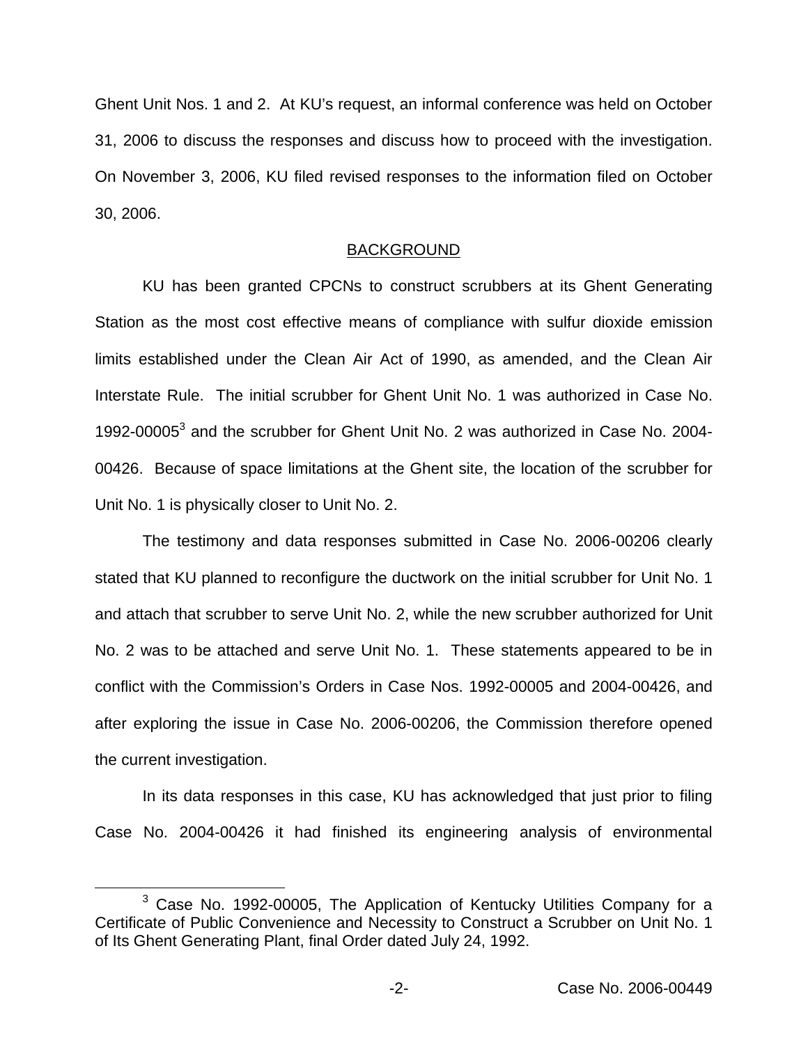Ghent Unit Nos. 1 and 2. At KU's request, an informal conference was held on October 31, 2006 to discuss the responses and discuss how to proceed with the investigation. On November 3, 2006, KU filed revised responses to the information filed on October 30, 2006.

## BACKGROUND

KU has been granted CPCNs to construct scrubbers at its Ghent Generating Station as the most cost effective means of compliance with sulfur dioxide emission limits established under the Clean Air Act of 1990, as amended, and the Clean Air Interstate Rule. The initial scrubber for Ghent Unit No. 1 was authorized in Case No. 1992-00005[3] and the scrubber for Ghent Unit No. 2 was authorized in Case No. 2004-00426. Because of space limitations at the Ghent site, the location of the scrubber for Unit No. 1 is physically closer to Unit No. 2.

The testimony and data responses submitted in Case No. 2006-00206 clearly stated that KU planned to reconfigure the ductwork on the initial scrubber for Unit No. 1 and attach that scrubber to serve Unit No. 2, while the new scrubber authorized for Unit No. 2 was to be attached and serve Unit No. 1. These statements appeared to be in conflict with the Commission's Orders in Case Nos. 1992-00005 and 2004-00426, and after exploring the issue in Case No. 2006-00206, the Commission therefore opened the current investigation.

In its data responses in this case, KU has acknowledged that just prior to filing Case No. 2004-00426 it had finished its engineering analysis of environmental

[3] Case No. 1992-00005, The Application of Kentucky Utilities Company for a Certificate of Public Convenience and Necessity to Construct a Scrubber on Unit No. 1 of Its Ghent Generating Plant, final Order dated July 24, 1992.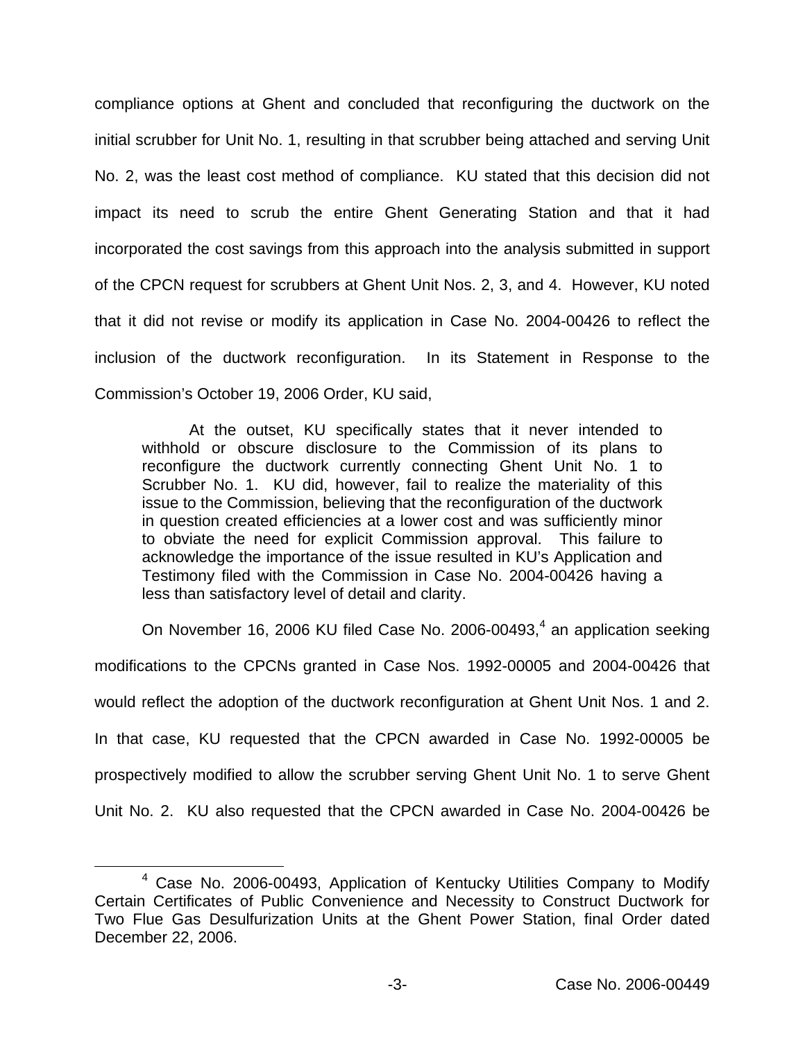compliance options at Ghent and concluded that reconfiguring the ductwork on the initial scrubber for Unit No. 1, resulting in that scrubber being attached and serving Unit No. 2, was the least cost method of compliance. KU stated that this decision did not impact its need to scrub the entire Ghent Generating Station and that it had incorporated the cost savings from this approach into the analysis submitted in support of the CPCN request for scrubbers at Ghent Unit Nos. 2, 3, and 4. However, KU noted that it did not revise or modify its application in Case No. 2004-00426 to reflect the inclusion of the ductwork reconfiguration. In its Statement in Response to the Commission's October 19, 2006 Order, KU said,

> At the outset, KU specifically states that it never intended to withhold or obscure disclosure to the Commission of its plans to reconfigure the ductwork currently connecting Ghent Unit No. 1 to Scrubber No. 1. KU did, however, fail to realize the materiality of this issue to the Commission, believing that the reconfiguration of the ductwork in question created efficiencies at a lower cost and was sufficiently minor to obviate the need for explicit Commission approval. This failure to acknowledge the importance of the issue resulted in KU's Application and Testimony filed with the Commission in Case No. 2004-00426 having a less than satisfactory level of detail and clarity.

On November 16, 2006 KU filed Case No. 2006-00493,[4] an application seeking modifications to the CPCNs granted in Case Nos. 1992-00005 and 2004-00426 that would reflect the adoption of the ductwork reconfiguration at Ghent Unit Nos. 1 and 2. In that case, KU requested that the CPCN awarded in Case No. 1992-00005 be prospectively modified to allow the scrubber serving Ghent Unit No. 1 to serve Ghent Unit No. 2. KU also requested that the CPCN awarded in Case No. 2004-00426 be

[4] Case No. 2006-00493, Application of Kentucky Utilities Company to Modify Certain Certificates of Public Convenience and Necessity to Construct Ductwork for Two Flue Gas Desulfurization Units at the Ghent Power Station, final Order dated December 22, 2006.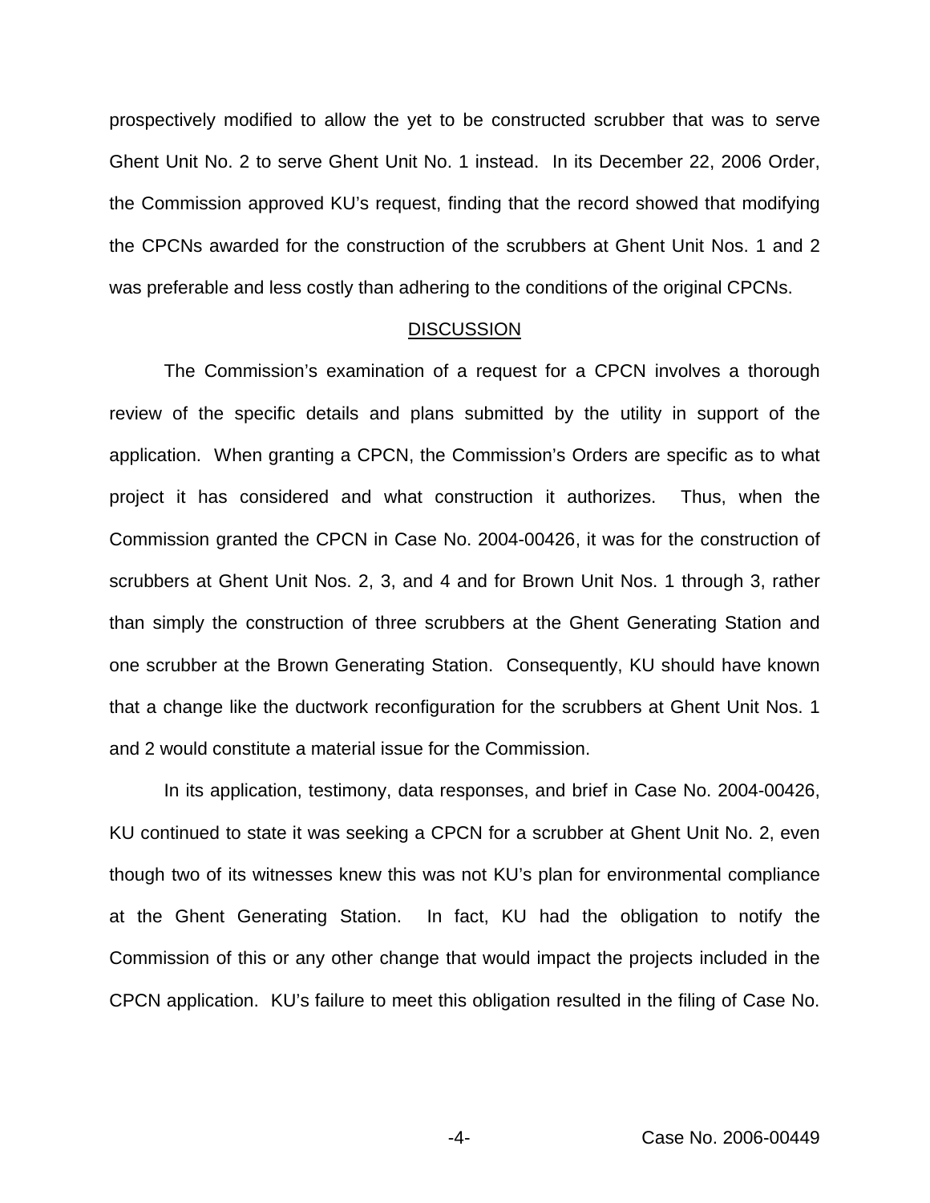prospectively modified to allow the yet to be constructed scrubber that was to serve Ghent Unit No. 2 to serve Ghent Unit No. 1 instead. In its December 22, 2006 Order, the Commission approved KU's request, finding that the record showed that modifying the CPCNs awarded for the construction of the scrubbers at Ghent Unit Nos. 1 and 2 was preferable and less costly than adhering to the conditions of the original CPCNs.

## DISCUSSION

The Commission's examination of a request for a CPCN involves a thorough review of the specific details and plans submitted by the utility in support of the application. When granting a CPCN, the Commission's Orders are specific as to what project it has considered and what construction it authorizes. Thus, when the Commission granted the CPCN in Case No. 2004-00426, it was for the construction of scrubbers at Ghent Unit Nos. 2, 3, and 4 and for Brown Unit Nos. 1 through 3, rather than simply the construction of three scrubbers at the Ghent Generating Station and one scrubber at the Brown Generating Station. Consequently, KU should have known that a change like the ductwork reconfiguration for the scrubbers at Ghent Unit Nos. 1 and 2 would constitute a material issue for the Commission.

In its application, testimony, data responses, and brief in Case No. 2004-00426, KU continued to state it was seeking a CPCN for a scrubber at Ghent Unit No. 2, even though two of its witnesses knew this was not KU's plan for environmental compliance at the Ghent Generating Station. In fact, KU had the obligation to notify the Commission of this or any other change that would impact the projects included in the CPCN application. KU's failure to meet this obligation resulted in the filing of Case No.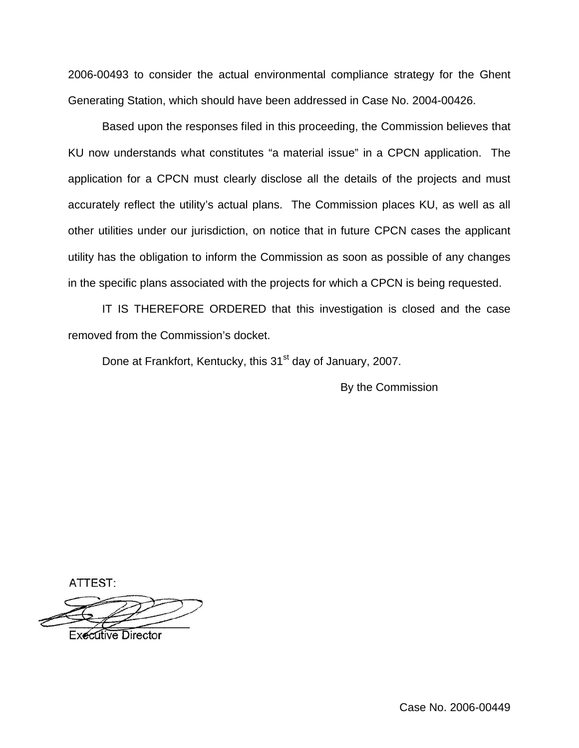2006-00493 to consider the actual environmental compliance strategy for the Ghent Generating Station, which should have been addressed in Case No. 2004-00426.

Based upon the responses filed in this proceeding, the Commission believes that KU now understands what constitutes "a material issue" in a CPCN application. The application for a CPCN must clearly disclose all the details of the projects and must accurately reflect the utility's actual plans. The Commission places KU, as well as all other utilities under our jurisdiction, on notice that in future CPCN cases the applicant utility has the obligation to inform the Commission as soon as possible of any changes in the specific plans associated with the projects for which a CPCN is being requested.

IT IS THEREFORE ORDERED that this investigation is closed and the case removed from the Commission's docket.

Done at Frankfort, Kentucky, this 31st day of January, 2007.

By the Commission

ATTEST:

Executive Director

Case No. 2006-00449